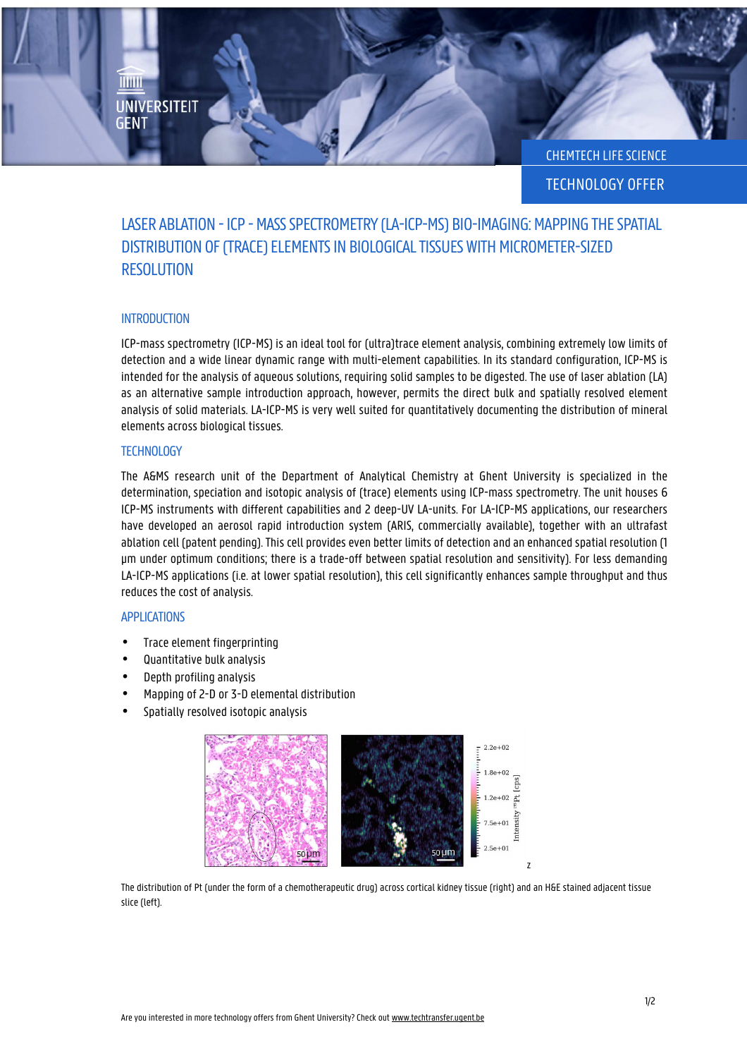CHEMTECH LIFE SCIENCE

TECHNOLOGY OFFER

# LASER ABLATION - ICP - MASS SPECTROMETRY (LA-ICP-MS) BIO-IMAGING: MAPPING THE SPATIAL DISTRIBUTION OF (TRACE) ELEMENTS IN BIOLOGICAL TISSUES WITH MICROMETER-SIZED RESOLUTION

## INTRODUCTION

ICP-mass spectrometry (ICP-MS) is an ideal tool for (ultra)trace element analysis, combining extremely low limits of detection and a wide linear dynamic range with multi-element capabilities. In its standard configuration, ICP-MS is intended for the analysis of aqueous solutions, requiring solid samples to be digested. The use of laser ablation (LA) as an alternative sample introduction approach, however, permits the direct bulk and spatially resolved element analysis of solid materials. LA-ICP-MS is very well suited for quantitatively documenting the distribution of mineral elements across biological tissues.

## TECHNOLOGY

The A&MS research unit of the Department of Analytical Chemistry at Ghent University is specialized in the determination, speciation and isotopic analysis of (trace) elements using ICP-mass spectrometry. The unit houses 6 ICP-MS instruments with different capabilities and 2 deep-UV LA-units. For LA-ICP-MS applications, our researchers have developed an aerosol rapid introduction system (ARIS, commercially available), together with an ultrafast ablation cell (patent pending). This cell provides even better limits of detection and an enhanced spatial resolution (1 µm under optimum conditions; there is a trade-off between spatial resolution and sensitivity). For less demanding LA-ICP-MS applications (i.e. at lower spatial resolution), this cell significantly enhances sample throughput and thus reduces the cost of analysis.

## APPLICATIONS

- Trace element fingerprinting
- Quantitative bulk analysis
- Depth profiling analysis
- Mapping of 2-D or 3-D elemental distribution
- Spatially resolved isotopic analysis

50 µm

50 µm

2.2e+02
1.8e+02
1.2e+02
7.5e+01
2.5e+01
Intensity $^{195}$Pt [cps]

The distribution of Pt (under the form of a chemotherapeutic drug) across cortical kidney tissue (right) and an H&E stained adjacent tissue slice (left).

Are you interested in more technology offers from Ghent University? Check out www.techtransfer.ugent.be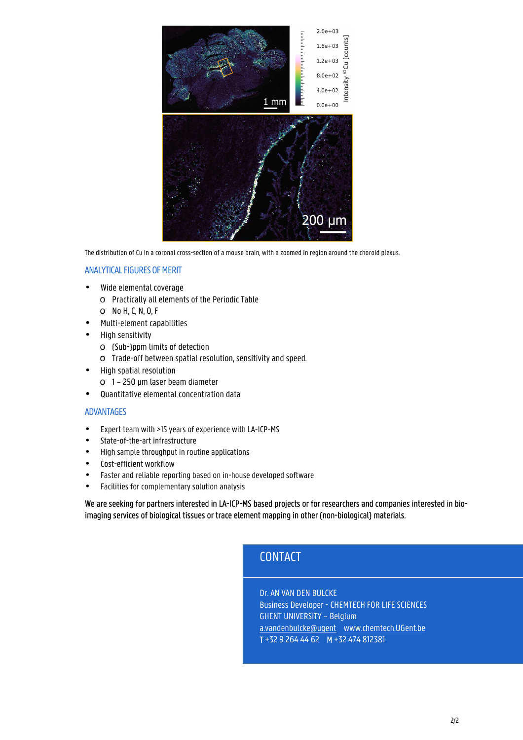The distribution of Cu in a coronal cross-section of a mouse brain, with a zoomed in region around the choroid plexus.

## ANALYTICAL FIGURES OF MERIT

- Wide elemental coverage
  - Practically all elements of the Periodic Table
  - No H, C, N, O, F
- Multi-element capabilities
- High sensitivity
  - (Sub-)ppm limits of detection
  - Trade-off between spatial resolution, sensitivity and speed.
- High spatial resolution
  - 1 – 250 µm laser beam diameter
- Quantitative elemental concentration data

## ADVANTAGES

- Expert team with >15 years of experience with LA-ICP-MS
- State-of-the-art infrastructure
- High sample throughput in routine applications
- Cost-efficient workflow
- Faster and reliable reporting based on in-house developed software
- Facilities for complementary solution analysis

We are seeking for partners interested in LA-ICP-MS based projects or for researchers and companies interested in bio-imaging services of biological tissues or trace element mapping in other (non-biological) materials.

## CONTACT

Dr. AN VAN DEN BULCKE
Business Developer - CHEMTECH FOR LIFE SCIENCES
GHENT UNIVERSITY – Belgium
a.vandenbulcke@ugent www.chemtech.UGent.be
T +32 9 264 44 62 M +32 474 812381